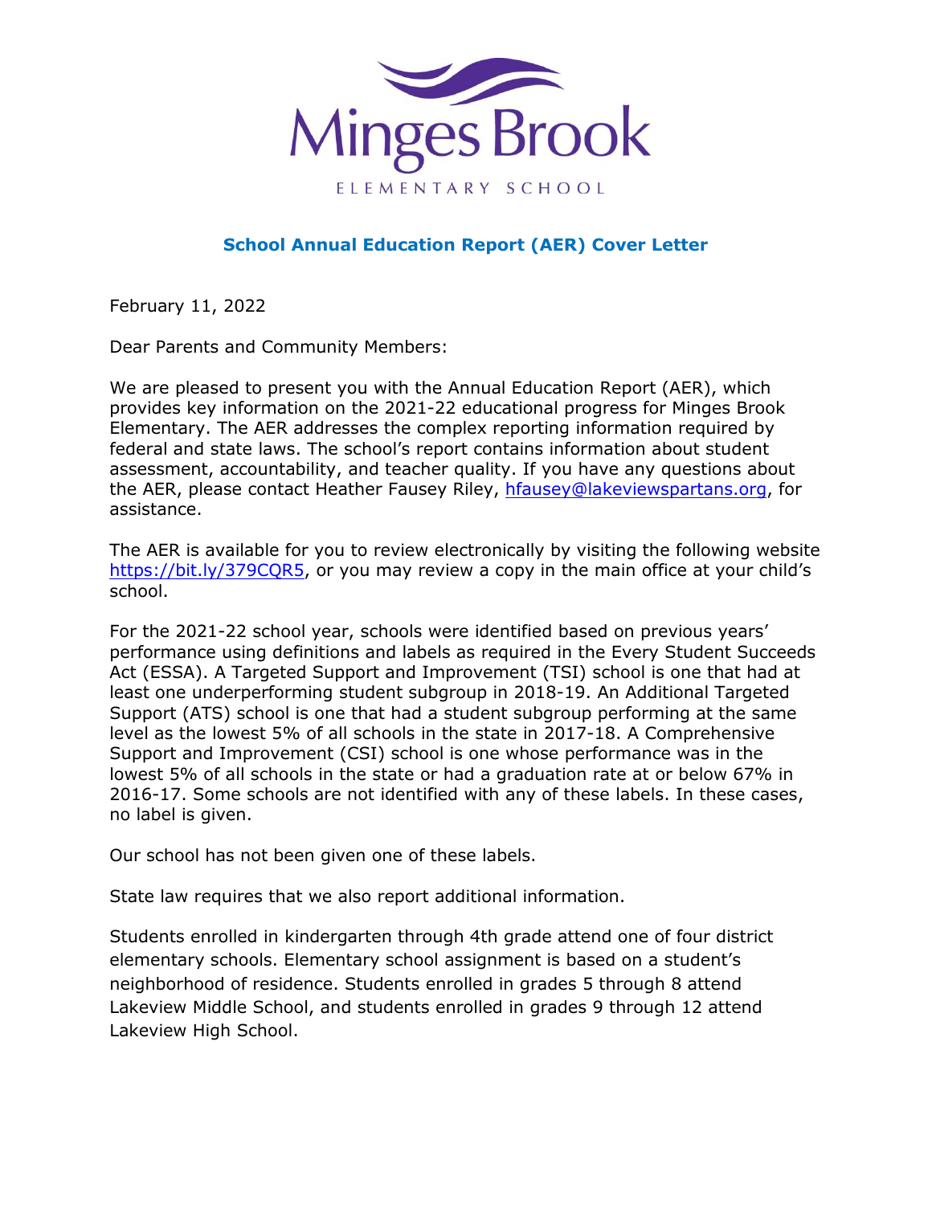Minges Brook

ELEMENTARY SCHOOL

## School Annual Education Report (AER) Cover Letter

February 11, 2022

Dear Parents and Community Members:

We are pleased to present you with the Annual Education Report (AER), which provides key information on the 2021-22 educational progress for Minges Brook Elementary. The AER addresses the complex reporting information required by federal and state laws. The school's report contains information about student assessment, accountability, and teacher quality. If you have any questions about the AER, please contact Heather Fausey Riley, hfausey@lakeviewspartans.org, for assistance.

The AER is available for you to review electronically by visiting the following website https://bit.ly/379CQR5, or you may review a copy in the main office at your child's school.

For the 2021-22 school year, schools were identified based on previous years' performance using definitions and labels as required in the Every Student Succeeds Act (ESSA). A Targeted Support and Improvement (TSI) school is one that had at least one underperforming student subgroup in 2018-19. An Additional Targeted Support (ATS) school is one that had a student subgroup performing at the same level as the lowest 5% of all schools in the state in 2017-18. A Comprehensive Support and Improvement (CSI) school is one whose performance was in the lowest 5% of all schools in the state or had a graduation rate at or below 67% in 2016-17. Some schools are not identified with any of these labels. In these cases, no label is given.

Our school has not been given one of these labels.

State law requires that we also report additional information.

Students enrolled in kindergarten through 4th grade attend one of four district elementary schools. Elementary school assignment is based on a student's neighborhood of residence. Students enrolled in grades 5 through 8 attend Lakeview Middle School, and students enrolled in grades 9 through 12 attend Lakeview High School.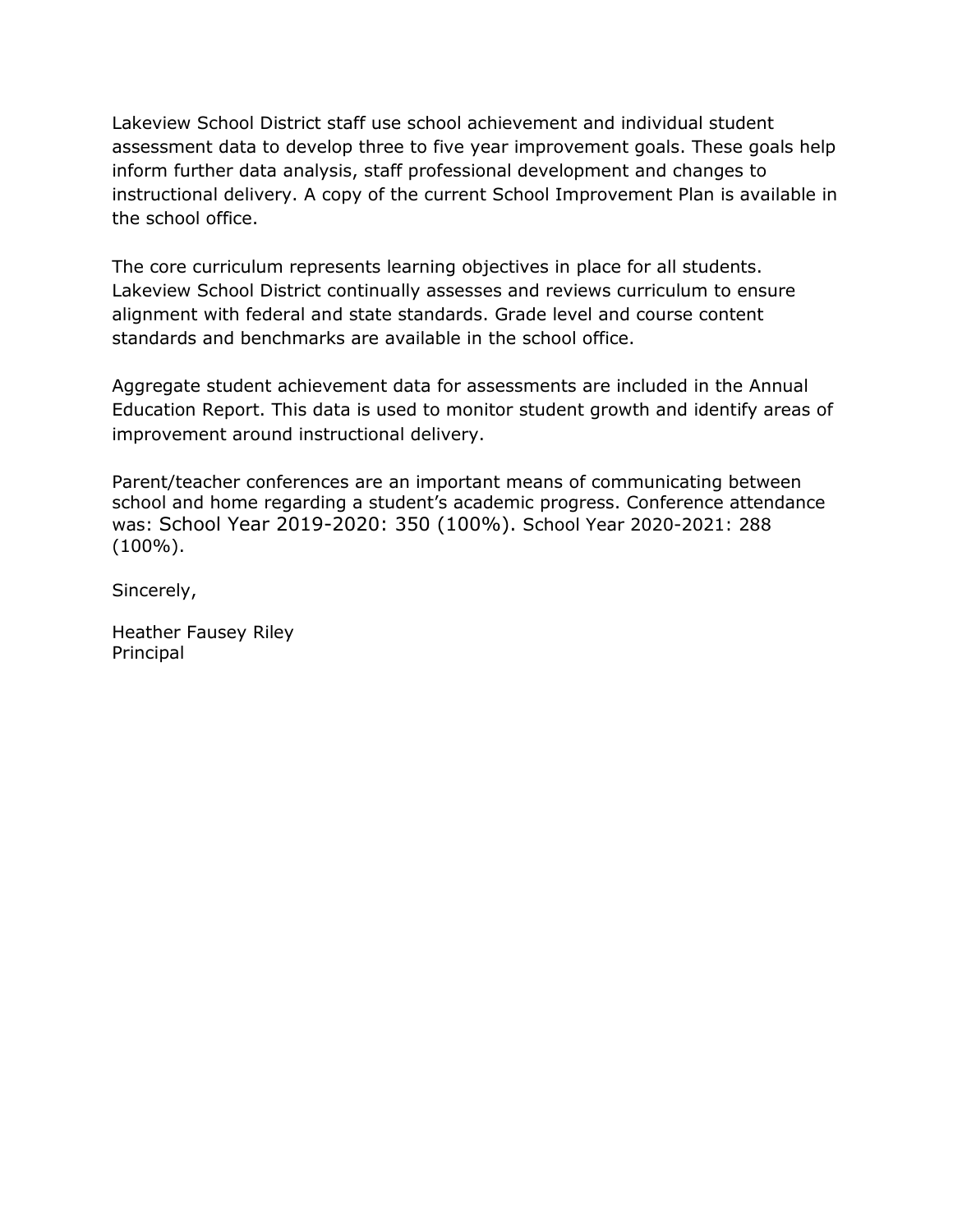Lakeview School District staff use school achievement and individual student assessment data to develop three to five year improvement goals. These goals help inform further data analysis, staff professional development and changes to instructional delivery. A copy of the current School Improvement Plan is available in the school office.

The core curriculum represents learning objectives in place for all students. Lakeview School District continually assesses and reviews curriculum to ensure alignment with federal and state standards. Grade level and course content standards and benchmarks are available in the school office.

Aggregate student achievement data for assessments are included in the Annual Education Report. This data is used to monitor student growth and identify areas of improvement around instructional delivery.

Parent/teacher conferences are an important means of communicating between school and home regarding a student's academic progress. Conference attendance was: School Year 2019-2020: 350 (100%). School Year 2020-2021: 288 (100%).

Sincerely,

Heather Fausey Riley
Principal